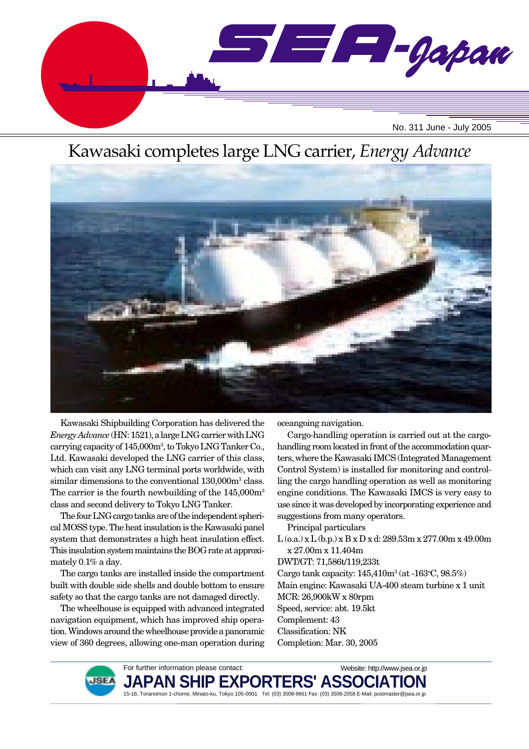SEA-Japan

No. 311 June - July 2005

# Kawasaki completes large LNG carrier, *Energy Advance*

Kawasaki Shipbuilding Corporation has delivered the *Energy Advance* (HN: 1521), a large LNG carrier with LNG carrying capacity of 145,000m³, to Tokyo LNG Tanker Co., Ltd. Kawasaki developed the LNG carrier of this class, which can visit any LNG terminal ports worldwide, with similar dimensions to the conventional 130,000m³ class. The carrier is the fourth newbuilding of the 145,000m³ class and second delivery to Tokyo LNG Tanker.

The four LNG cargo tanks are of the independent spherical MOSS type. The heat insulation is the Kawasaki panel system that demonstrates a high heat insulation effect. This insulation system maintains the BOG rate at approximately 0.1% a day.

The cargo tanks are installed inside the compartment built with double side shells and double bottom to ensure safety so that the cargo tanks are not damaged directly.

The wheelhouse is equipped with advanced integrated navigation equipment, which has improved ship operation. Windows around the wheelhouse provide a panoramic view of 360 degrees, allowing one-man operation during oceangoing navigation.

Cargo-handling operation is carried out at the cargo-handling room located in front of the accommodation quarters, where the Kawasaki IMCS (Integrated Management Control System) is installed for monitoring and controlling the cargo handling operation as well as monitoring engine conditions. The Kawasaki IMCS is very easy to use since it was developed by incorporating experience and suggestions from many operators.

Principal particulars

L (o.a.) x L (b.p.) x B x D x d: 289.53m x 277.00m x 49.00m x 27.00m x 11.404m
DWT/GT: 71,586t/119,233t
Cargo tank capacity: 145,410m³ (at -163°C, 98.5%)
Main engine: Kawasaki UA-400 steam turbine x 1 unit
MCR: 26,900kW x 80rpm
Speed, service: abt. 19.5kt
Complement: 43
Classification: NK
Completion: Mar. 30, 2005

For further information please contact:
Website: http://www.jsea.or.jp

**JAPAN SHIP EXPORTERS' ASSOCIATION**

15-16, Toranomon 1-chome, Minato-ku, Tokyo 105-0001 Tel: (03) 3508-9661 Fax: (03) 3508-2058 E-Mail: postmaster@jsea.or.jp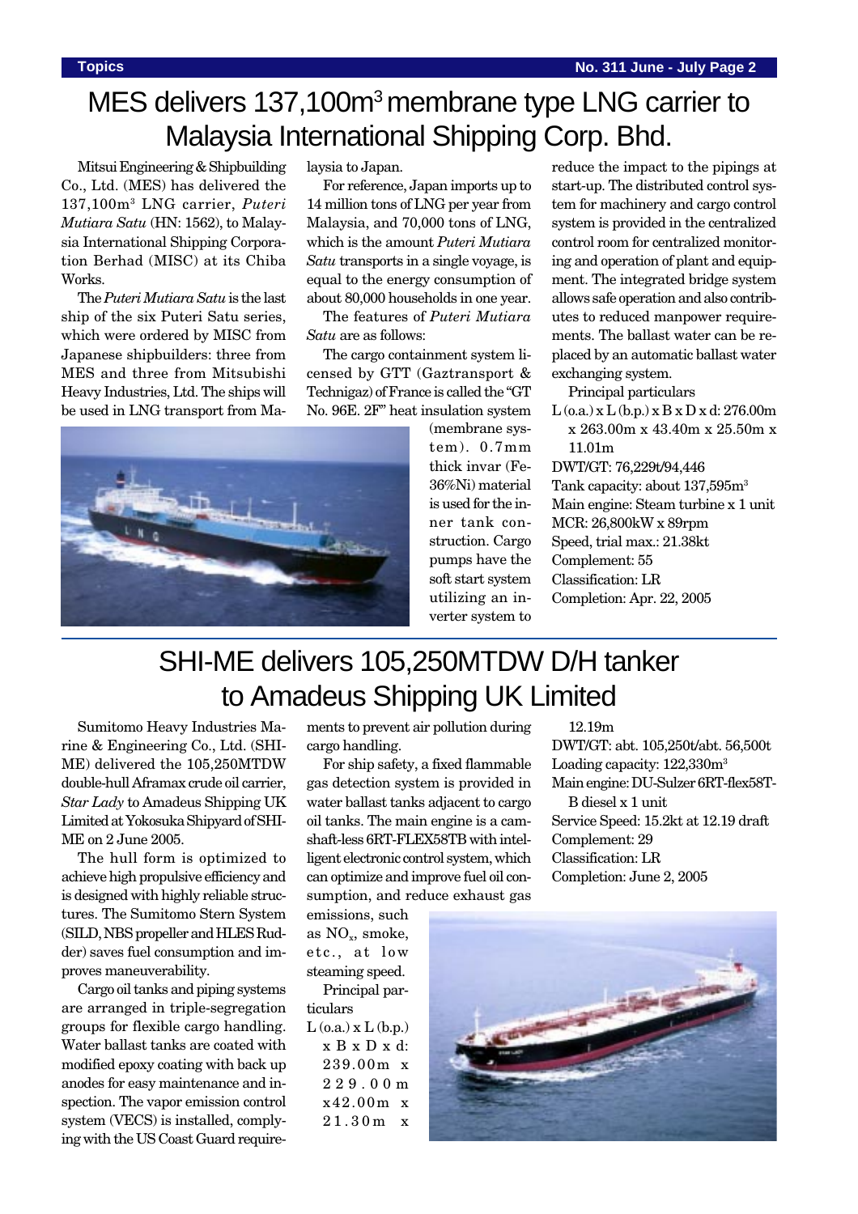# MES delivers 137,100m³ membrane type LNG carrier to Malaysia International Shipping Corp. Bhd.

Mitsui Engineering & Shipbuilding Co., Ltd. (MES) has delivered the 137,100m³ LNG carrier, *Puteri Mutiara Satu* (HN: 1562), to Malaysia International Shipping Corporation Berhad (MISC) at its Chiba Works.

The *Puteri Mutiara Satu* is the last ship of the six Puteri Satu series, which were ordered by MISC from Japanese shipbuilders: three from MES and three from Mitsubishi Heavy Industries, Ltd. The ships will be used in LNG transport from Malaysia to Japan.

For reference, Japan imports up to 14 million tons of LNG per year from Malaysia, and 70,000 tons of LNG, which is the amount *Puteri Mutiara Satu* transports in a single voyage, is equal to the energy consumption of about 80,000 households in one year.

The features of *Puteri Mutiara Satu* are as follows:

The cargo containment system licensed by GTT (Gaztransport & Technigaz) of France is called the "GT No. 96E. 2F" heat insulation system (membrane system). 0.7mm thick invar (Fe-36%Ni) material is used for the inner tank construction. Cargo pumps have the soft start system utilizing an inverter system to reduce the impact to the pipings at start-up. The distributed control system for machinery and cargo control system is provided in the centralized control room for centralized monitoring and operation of plant and equipment. The integrated bridge system allows safe operation and also contributes to reduced manpower requirements. The ballast water can be replaced by an automatic ballast water exchanging system.

Principal particulars

- L (o.a.) x L (b.p.) x B x D x d: 276.00m x 263.00m x 43.40m x 25.50m x 11.01m
- DWT/GT: 76,229t/94,446
- Tank capacity: about 137,595m³
- Main engine: Steam turbine x 1 unit
- MCR: 26,800kW x 89rpm
- Speed, trial max.: 21.38kt
- Complement: 55
- Classification: LR
- Completion: Apr. 22, 2005

# SHI-ME delivers 105,250MTDW D/H tanker to Amadeus Shipping UK Limited

Sumitomo Heavy Industries Marine & Engineering Co., Ltd. (SHI-ME) delivered the 105,250MTDW double-hull Aframax crude oil carrier, *Star Lady* to Amadeus Shipping UK Limited at Yokosuka Shipyard of SHI-ME on 2 June 2005.

The hull form is optimized to achieve high propulsive efficiency and is designed with highly reliable structures. The Sumitomo Stern System (SILD, NBS propeller and HLES Rudder) saves fuel consumption and improves maneuverability.

Cargo oil tanks and piping systems are arranged in triple-segregation groups for flexible cargo handling. Water ballast tanks are coated with modified epoxy coating with back up anodes for easy maintenance and inspection. The vapor emission control system (VECS) is installed, complying with the US Coast Guard requirements to prevent air pollution during cargo handling.

For ship safety, a fixed flammable gas detection system is provided in water ballast tanks adjacent to cargo oil tanks. The main engine is a camshaft-less 6RT-FLEX58TB with intelligent electronic control system, which can optimize and improve fuel oil consumption, and reduce exhaust gas emissions, such as $NO_x$, smoke, etc., at low steaming speed.

Principal particulars

- L (o.a.) x L (b.p.) x B x D x d: 239.00m x 229.00m x42.00m x 21.30m x 12.19m
- DWT/GT: abt. 105,250t/abt. 56,500t
- Loading capacity: 122,330m³
- Main engine: DU-Sulzer 6RT-flex58T-B diesel x 1 unit
- Service Speed: 15.2kt at 12.19 draft
- Complement: 29
- Classification: LR
- Completion: June 2, 2005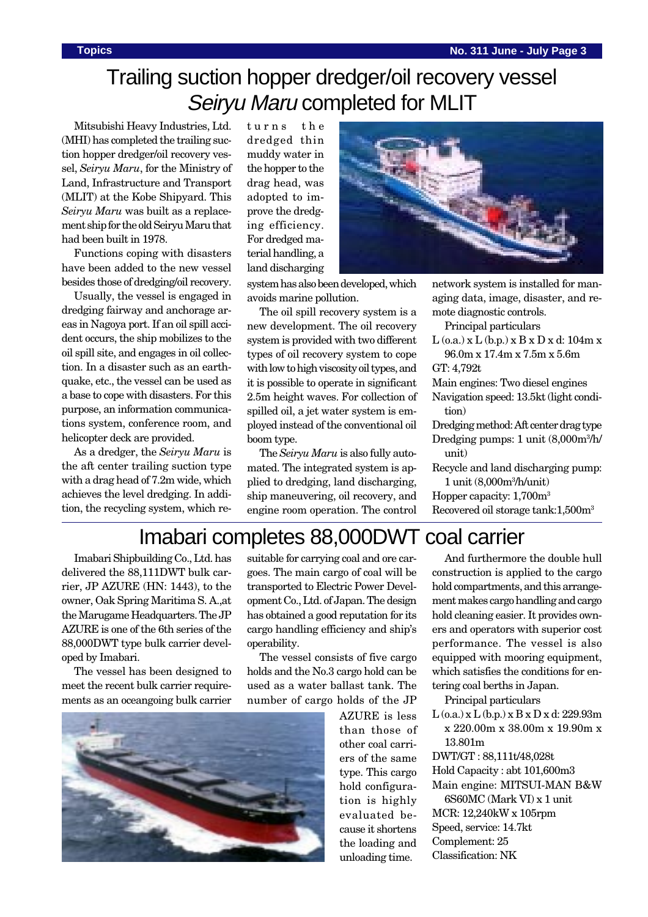# Trailing suction hopper dredger/oil recovery vessel *Seiryu Maru* completed for MLIT

Mitsubishi Heavy Industries, Ltd. (MHI) has completed the trailing suction hopper dredger/oil recovery vessel, *Seiryu Maru*, for the Ministry of Land, Infrastructure and Transport (MLIT) at the Kobe Shipyard. This *Seiryu Maru* was built as a replacement ship for the old Seiryu Maru that had been built in 1978.

Functions coping with disasters have been added to the new vessel besides those of dredging/oil recovery.

Usually, the vessel is engaged in dredging fairway and anchorage areas in Nagoya port. If an oil spill accident occurs, the ship mobilizes to the oil spill site, and engages in oil collection. In a disaster such as an earthquake, etc., the vessel can be used as a base to cope with disasters. For this purpose, an information communications system, conference room, and helicopter deck are provided.

As a dredger, the *Seiryu Maru* is the aft center trailing suction type with a drag head of 7.2m wide, which achieves the level dredging. In addition, the recycling system, which returns the dredged thin muddy water in the hopper to the drag head, was adopted to improve the dredging efficiency. For dredged material handling, a land discharging system has also been developed, which avoids marine pollution.

The oil spill recovery system is a new development. The oil recovery system is provided with two different types of oil recovery system to cope with low to high viscosity oil types, and it is possible to operate in significant 2.5m height waves. For collection of spilled oil, a jet water system is employed instead of the conventional oil boom type.

The *Seiryu Maru* is also fully automated. The integrated system is applied to dredging, land discharging, ship maneuvering, oil recovery, and engine room operation. The control network system is installed for managing data, image, disaster, and remote diagnostic controls.

Principal particulars

L (o.a.) x L (b.p.) x B x D x d: 104m x 96.0m x 17.4m x 7.5m x 5.6m
GT: 4,792t
Main engines: Two diesel engines
Navigation speed: 13.5kt (light condition)
Dredging method: Aft center drag type
Dredging pumps: 1 unit (8,000m$^3$/h/unit)
Recycle and land discharging pump: 1 unit (8,000m$^3$/h/unit)
Hopper capacity: 1,700m$^3$
Recovered oil storage tank: 1,500m$^3$

# Imabari completes 88,000DWT coal carrier

Imabari Shipbuilding Co., Ltd. has delivered the 88,111DWT bulk carrier, JP AZURE (HN: 1443), to the owner, Oak Spring Maritima S. A.,at the Marugame Headquarters. The JP AZURE is one of the 6th series of the 88,000DWT type bulk carrier developed by Imabari.

The vessel has been designed to meet the recent bulk carrier requirements as an oceangoing bulk carrier suitable for carrying coal and ore cargoes. The main cargo of coal will be transported to Electric Power Development Co., Ltd. of Japan. The design has obtained a good reputation for its cargo handling efficiency and ship's operability.

The vessel consists of five cargo holds and the No.3 cargo hold can be used as a water ballast tank. The number of cargo holds of the JP AZURE is less than those of other coal carriers of the same type. This cargo hold configuration is highly evaluated because it shortens the loading and unloading time.

And furthermore the double hull construction is applied to the cargo hold compartments, and this arrangement makes cargo handling and cargo hold cleaning easier. It provides owners and operators with superior cost performance. The vessel is also equipped with mooring equipment, which satisfies the conditions for entering coal berths in Japan.

Principal particulars

L (o.a.) x L (b.p.) x B x D x d: 229.93m x 220.00m x 38.00m x 19.90m x 13.801m
DWT/GT : 88,111t/48,028t
Hold Capacity : abt 101,600m3
Main engine: MITSUI-MAN B&W 6S60MC (Mark VI) x 1 unit
MCR: 12,240kW x 105rpm
Speed, service: 14.7kt
Complement: 25
Classification: NK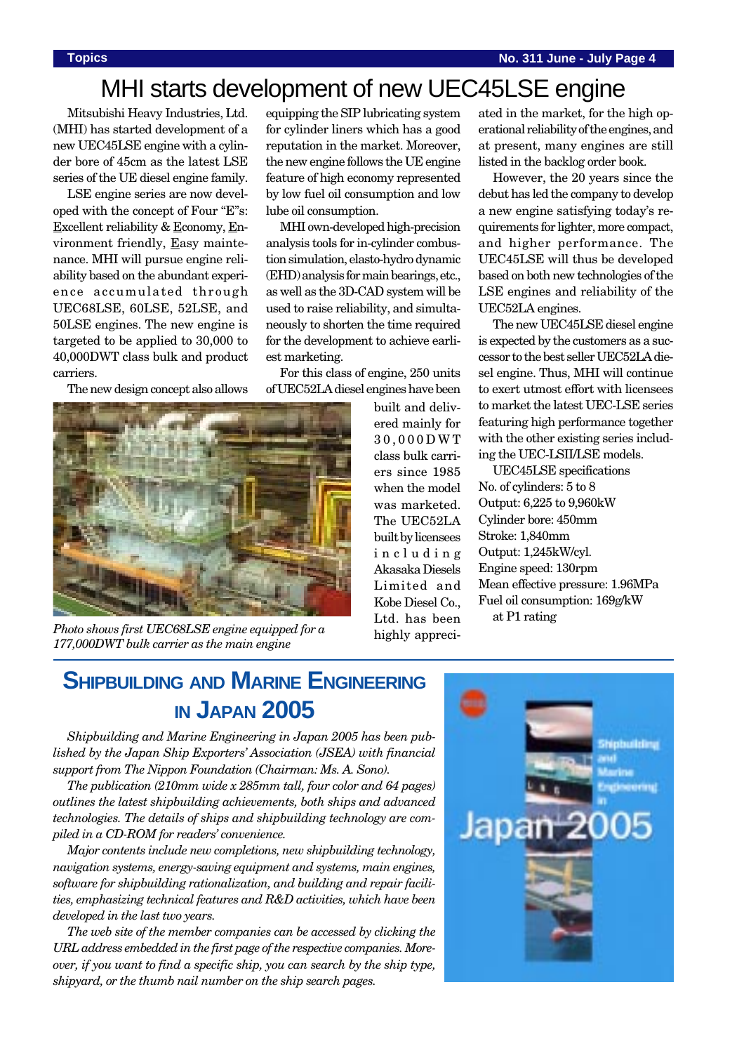# MHI starts development of new UEC45LSE engine

Mitsubishi Heavy Industries, Ltd. (MHI) has started development of a new UEC45LSE engine with a cylinder bore of 45cm as the latest LSE series of the UE diesel engine family.

LSE engine series are now developed with the concept of Four "E"s: Excellent reliability & Economy, Environment friendly, Easy maintenance. MHI will pursue engine reliability based on the abundant experience accumulated through UEC68LSE, 60LSE, 52LSE, and 50LSE engines. The new engine is targeted to be applied to 30,000 to 40,000DWT class bulk and product carriers.

The new design concept also allows equipping the SIP lubricating system for cylinder liners which has a good reputation in the market. Moreover, the new engine follows the UE engine feature of high economy represented by low fuel oil consumption and low lube oil consumption.

MHI own-developed high-precision analysis tools for in-cylinder combustion simulation, elasto-hydro dynamic (EHD) analysis for main bearings, etc., as well as the 3D-CAD system will be used to raise reliability, and simultaneously to shorten the time required for the development to achieve earliest marketing.

For this class of engine, 250 units of UEC52LA diesel engines have been built and delivered mainly for 30,000DWT class bulk carriers since 1985 when the model was marketed. The UEC52LA built by licensees including Akasaka Diesels Limited and Kobe Diesel Co., Ltd. has been highly appreciated in the market, for the high operational reliability of the engines, and at present, many engines are still listed in the backlog order book.

*Photo shows first UEC68LSE engine equipped for a 177,000DWT bulk carrier as the main engine*

However, the 20 years since the debut has led the company to develop a new engine satisfying today's requirements for lighter, more compact, and higher performance. The UEC45LSE will thus be developed based on both new technologies of the LSE engines and reliability of the UEC52LA engines.

The new UEC45LSE diesel engine is expected by the customers as a successor to the best seller UEC52LA diesel engine. Thus, MHI will continue to exert utmost effort with licensees to market the latest UEC-LSE series featuring high performance together with the other existing series including the UEC-LSII/LSE models.

UEC45LSE specifications

No. of cylinders: 5 to 8
Output: 6,225 to 9,960kW
Cylinder bore: 450mm
Stroke: 1,840mm
Output: 1,245kW/cyl.
Engine speed: 130rpm
Mean effective pressure: 1.96MPa
Fuel oil consumption: 169g/kW at P1 rating

## Shipbuilding and Marine Engineering in Japan 2005

*Shipbuilding and Marine Engineering in Japan 2005 has been published by the Japan Ship Exporters' Association (JSEA) with financial support from The Nippon Foundation (Chairman: Ms. A. Sono).*

*The publication (210mm wide x 285mm tall, four color and 64 pages) outlines the latest shipbuilding achievements, both ships and advanced technologies. The details of ships and shipbuilding technology are compiled in a CD-ROM for readers' convenience.*

*Major contents include new completions, new shipbuilding technology, navigation systems, energy-saving equipment and systems, main engines, software for shipbuilding rationalization, and building and repair facilities, emphasizing technical features and R&D activities, which have been developed in the last two years.*

*The web site of the member companies can be accessed by clicking the URL address embedded in the first page of the respective companies. Moreover, if you want to find a specific ship, you can search by the ship type, shipyard, or the thumb nail number on the ship search pages.*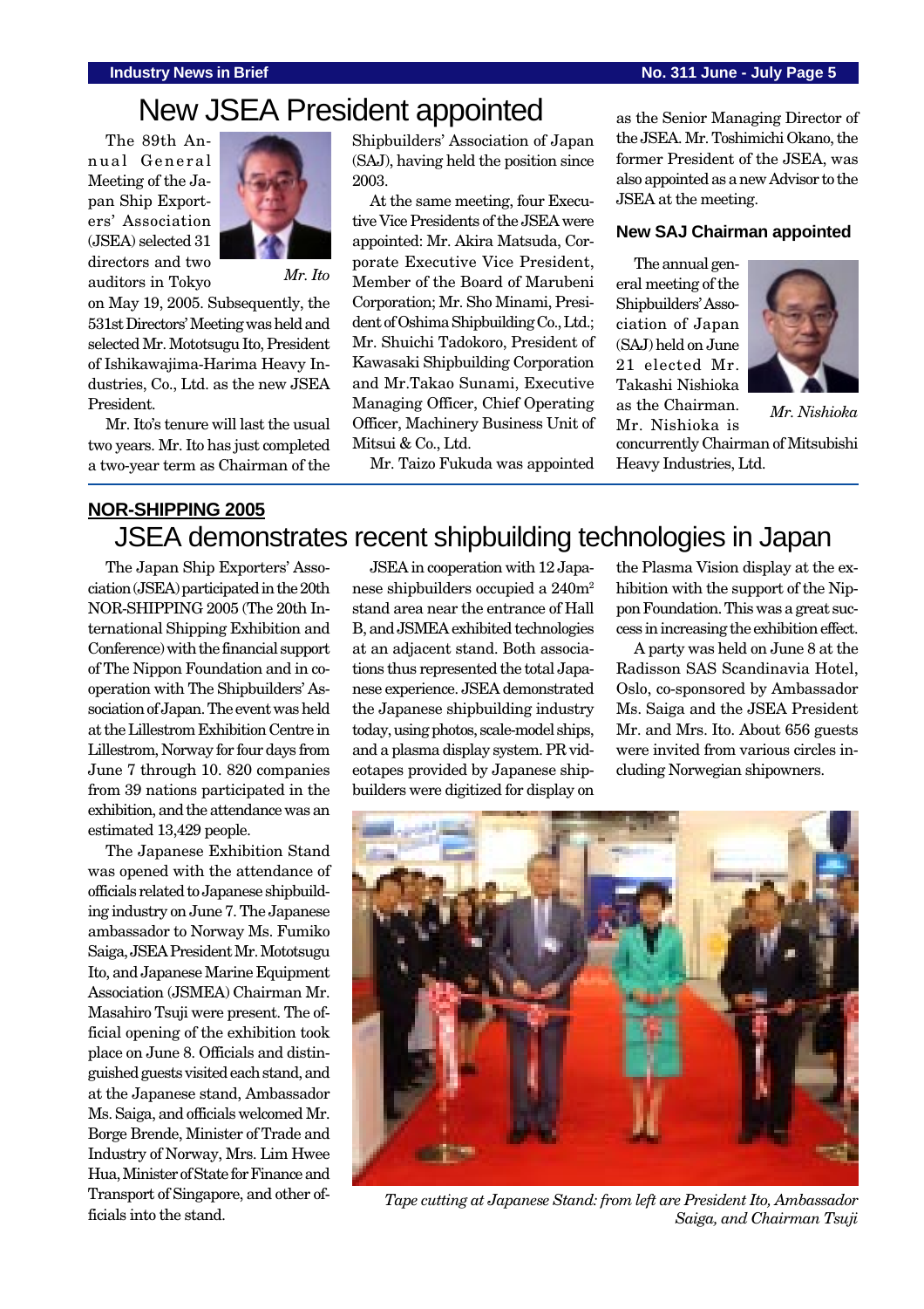# New JSEA President appointed

The 89th Annual General Meeting of the Japan Ship Exporters' Association (JSEA) selected 31 directors and two auditors in Tokyo on May 19, 2005. Subsequently, the 531st Directors' Meeting was held and selected Mr. Mototsugu Ito, President of Ishikawajima-Harima Heavy Industries, Co., Ltd. as the new JSEA President.

*Mr. Ito*

Mr. Ito's tenure will last the usual two years. Mr. Ito has just completed a two-year term as Chairman of the Shipbuilders' Association of Japan (SAJ), having held the position since 2003.

At the same meeting, four Executive Vice Presidents of the JSEA were appointed: Mr. Akira Matsuda, Corporate Executive Vice President, Member of the Board of Marubeni Corporation; Mr. Sho Minami, President of Oshima Shipbuilding Co., Ltd.; Mr. Shuichi Tadokoro, President of Kawasaki Shipbuilding Corporation and Mr.Takao Sunami, Executive Managing Officer, Chief Operating Officer, Machinery Business Unit of Mitsui & Co., Ltd.

Mr. Taizo Fukuda was appointed as the Senior Managing Director of the JSEA. Mr. Toshimichi Okano, the former President of the JSEA, was also appointed as a new Advisor to the JSEA at the meeting.

## New SAJ Chairman appointed

The annual general meeting of the Shipbuilders' Association of Japan (SAJ) held on June 21 elected Mr. Takashi Nishioka as the Chairman. Mr. Nishioka is concurrently Chairman of Mitsubishi Heavy Industries, Ltd.

*Mr. Nishioka*

**NOR-SHIPPING 2005**

# JSEA demonstrates recent shipbuilding technologies in Japan

The Japan Ship Exporters' Association (JSEA) participated in the 20th NOR-SHIPPING 2005 (The 20th International Shipping Exhibition and Conference) with the financial support of The Nippon Foundation and in cooperation with The Shipbuilders' Association of Japan. The event was held at the Lillestrom Exhibition Centre in Lillestrom, Norway for four days from June 7 through 10. 820 companies from 39 nations participated in the exhibition, and the attendance was an estimated 13,429 people.

The Japanese Exhibition Stand was opened with the attendance of officials related to Japanese shipbuilding industry on June 7. The Japanese ambassador to Norway Ms. Fumiko Saiga, JSEA President Mr. Mototsugu Ito, and Japanese Marine Equipment Association (JSMEA) Chairman Mr. Masahiro Tsuji were present. The official opening of the exhibition took place on June 8. Officials and distinguished guests visited each stand, and at the Japanese stand, Ambassador Ms. Saiga, and officials welcomed Mr. Borge Brende, Minister of Trade and Industry of Norway, Mrs. Lim Hwee Hua, Minister of State for Finance and Transport of Singapore, and other officials into the stand.

JSEA in cooperation with 12 Japanese shipbuilders occupied a 240m$^2$ stand area near the entrance of Hall B, and JSMEA exhibited technologies at an adjacent stand. Both associations thus represented the total Japanese experience. JSEA demonstrated the Japanese shipbuilding industry today, using photos, scale-model ships, and a plasma display system. PR videotapes provided by Japanese shipbuilders were digitized for display on the Plasma Vision display at the exhibition with the support of the Nippon Foundation. This was a great success in increasing the exhibition effect.

A party was held on June 8 at the Radisson SAS Scandinavia Hotel, Oslo, co-sponsored by Ambassador Ms. Saiga and the JSEA President Mr. and Mrs. Ito. About 656 guests were invited from various circles including Norwegian shipowners.

*Tape cutting at Japanese Stand: from left are President Ito, Ambassador Saiga, and Chairman Tsuji*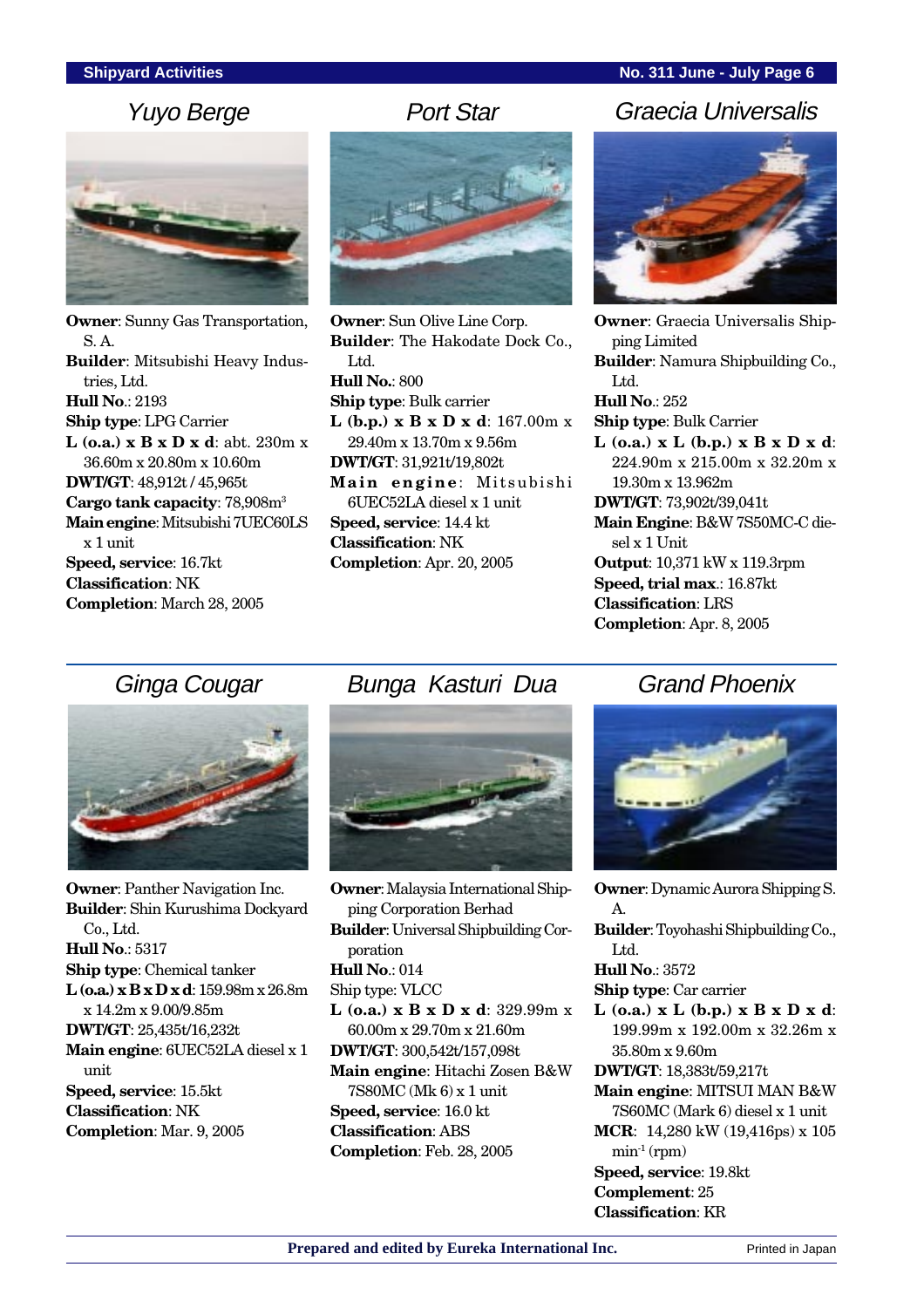## Yuyo Berge

**Owner**: Sunny Gas Transportation, S. A.
**Builder**: Mitsubishi Heavy Industries, Ltd.
**Hull No**.: 2193
**Ship type**: LPG Carrier
**L (o.a.) x B x D x d**: abt. 230m x 36.60m x 20.80m x 10.60m
**DWT/GT**: 48,912t / 45,965t
**Cargo tank capacity**: 78,908m³
**Main engine**: Mitsubishi 7UEC60LS x 1 unit
**Speed, service**: 16.7kt
**Classification**: NK
**Completion**: March 28, 2005

## Port Star

**Owner**: Sun Olive Line Corp.
**Builder**: The Hakodate Dock Co., Ltd.
**Hull No.**: 800
**Ship type**: Bulk carrier
**L (b.p.) x B x D x d**: 167.00m x 29.40m x 13.70m x 9.56m
**DWT/GT**: 31,921t/19,802t
**Main engine**: Mitsubishi 6UEC52LA diesel x 1 unit
**Speed, service**: 14.4 kt
**Classification**: NK
**Completion**: Apr. 20, 2005

## Graecia Universalis

**Owner**: Graecia Universalis Shipping Limited
**Builder**: Namura Shipbuilding Co., Ltd.
**Hull No**.: 252
**Ship type**: Bulk Carrier
**L (o.a.) x L (b.p.) x B x D x d**: 224.90m x 215.00m x 32.20m x 19.30m x 13.962m
**DWT/GT**: 73,902t/39,041t
**Main Engine**: B&W 7S50MC-C diesel x 1 Unit
**Output**: 10,371 kW x 119.3rpm
**Speed, trial max**.: 16.87kt
**Classification**: LRS
**Completion**: Apr. 8, 2005

## Ginga Cougar

**Owner**: Panther Navigation Inc.
**Builder**: Shin Kurushima Dockyard Co., Ltd.
**Hull No**.: 5317
**Ship type**: Chemical tanker
**L (o.a.) x B x D x d**: 159.98m x 26.8m x 14.2m x 9.00/9.85m
**DWT/GT**: 25,435t/16,232t
**Main engine**: 6UEC52LA diesel x 1 unit
**Speed, service**: 15.5kt
**Classification**: NK
**Completion**: Mar. 9, 2005

## Bunga Kasturi Dua

**Owner**: Malaysia International Shipping Corporation Berhad
**Builder**: Universal Shipbuilding Corporation
**Hull No**.: 014
Ship type: VLCC
**L (o.a.) x B x D x d**: 329.99m x 60.00m x 29.70m x 21.60m
**DWT/GT**: 300,542t/157,098t
**Main engine**: Hitachi Zosen B&W 7S80MC (Mk 6) x 1 unit
**Speed, service**: 16.0 kt
**Classification**: ABS
**Completion**: Feb. 28, 2005

## Grand Phoenix

**Owner**: Dynamic Aurora Shipping S. A.
**Builder**: Toyohashi Shipbuilding Co., Ltd.
**Hull No**.: 3572
**Ship type**: Car carrier
**L (o.a.) x L (b.p.) x B x D x d**: 199.99m x 192.00m x 32.26m x 35.80m x 9.60m
**DWT/GT**: 18,383t/59,217t
**Main engine**: MITSUI MAN B&W 7S60MC (Mark 6) diesel x 1 unit
**MCR**: 14,280 kW (19,416ps) x 105 $min^{-1}$ (rpm)
**Speed, service**: 19.8kt
**Complement**: 25
**Classification**: KR

**Prepared and edited by Eureka International Inc.**

Printed in Japan